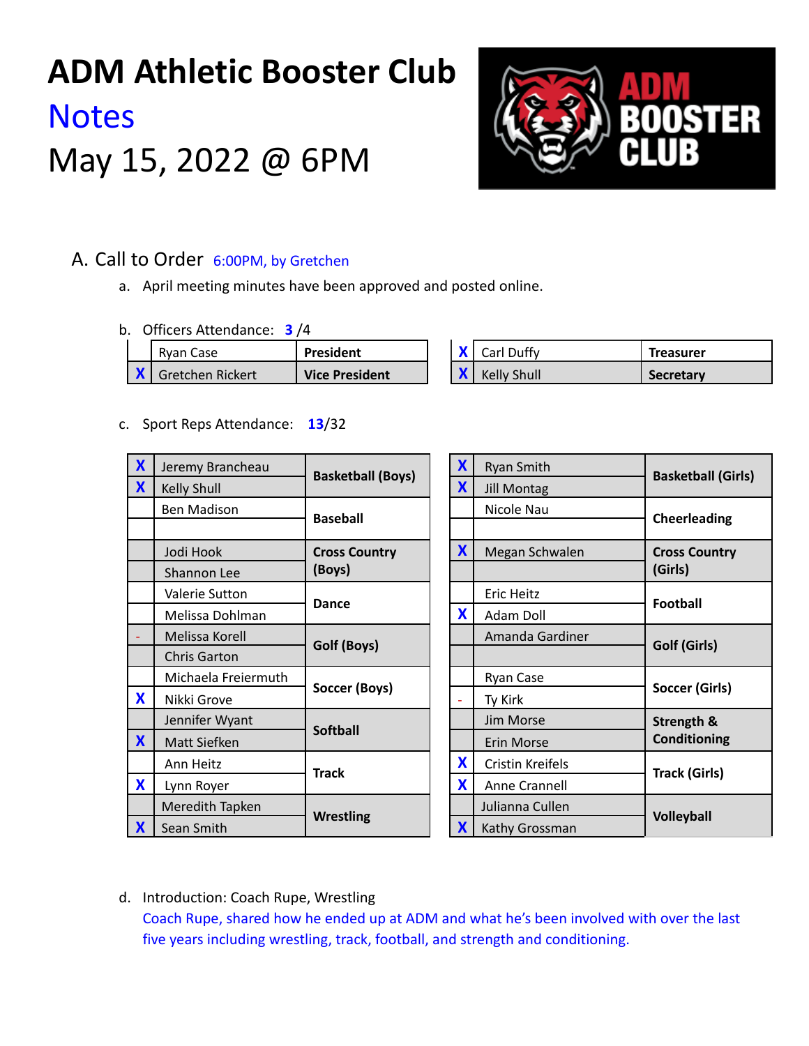# ADM Athletic Booster Club

## Notes

## May 15, 2022 @ 6PM

A. Call to Order 6:00PM, by Gretchen

a. April meeting minutes have been approved and posted online.

b. Officers Attendance: **3** /4

| | Name | Role |
|---|---|---|
| | Ryan Case | **President** |
| X | Gretchen Rickert | **Vice President** |
| X | Carl Duffy | **Treasurer** |
| X | Kelly Shull | **Secretary** |

c. Sport Reps Attendance: **13**/32

| | Name | Sport |
|---|---|---|
| X | Jeremy Brancheau | **Basketball (Boys)** |
| X | Kelly Shull | **Basketball (Boys)** |
| | Ben Madison | **Baseball** |
| | | **Baseball** |
| | Jodi Hook | **Cross Country (Boys)** |
| | Shannon Lee | **Cross Country (Boys)** |
| | Valerie Sutton | **Dance** |
| | Melissa Dohlman | **Dance** |
| - | Melissa Korell | **Golf (Boys)** |
| | Chris Garton | **Golf (Boys)** |
| | Michaela Freiermuth | **Soccer (Boys)** |
| X | Nikki Grove | **Soccer (Boys)** |
| | Jennifer Wyant | **Softball** |
| X | Matt Siefken | **Softball** |
| | Ann Heitz | **Track** |
| X | Lynn Royer | **Track** |
| | Meredith Tapken | **Wrestling** |
| X | Sean Smith | **Wrestling** |
| X | Ryan Smith | **Basketball (Girls)** |
| X | Jill Montag | **Basketball (Girls)** |
| | Nicole Nau | **Cheerleading** |
| | | **Cheerleading** |
| X | Megan Schwalen | **Cross Country (Girls)** |
| | | **Cross Country (Girls)** |
| | Eric Heitz | **Football** |
| X | Adam Doll | **Football** |
| | Amanda Gardiner | **Golf (Girls)** |
| | | **Golf (Girls)** |
| | Ryan Case | **Soccer (Girls)** |
| - | Ty Kirk | **Soccer (Girls)** |
| | Jim Morse | **Strength & Conditioning** |
| | Erin Morse | **Strength & Conditioning** |
| X | Cristin Kreifels | **Track (Girls)** |
| X | Anne Crannell | **Track (Girls)** |
| | Julianna Cullen | **Volleyball** |
| X | Kathy Grossman | **Volleyball** |

d. Introduction: Coach Rupe, Wrestling

Coach Rupe, shared how he ended up at ADM and what he's been involved with over the last five years including wrestling, track, football, and strength and conditioning.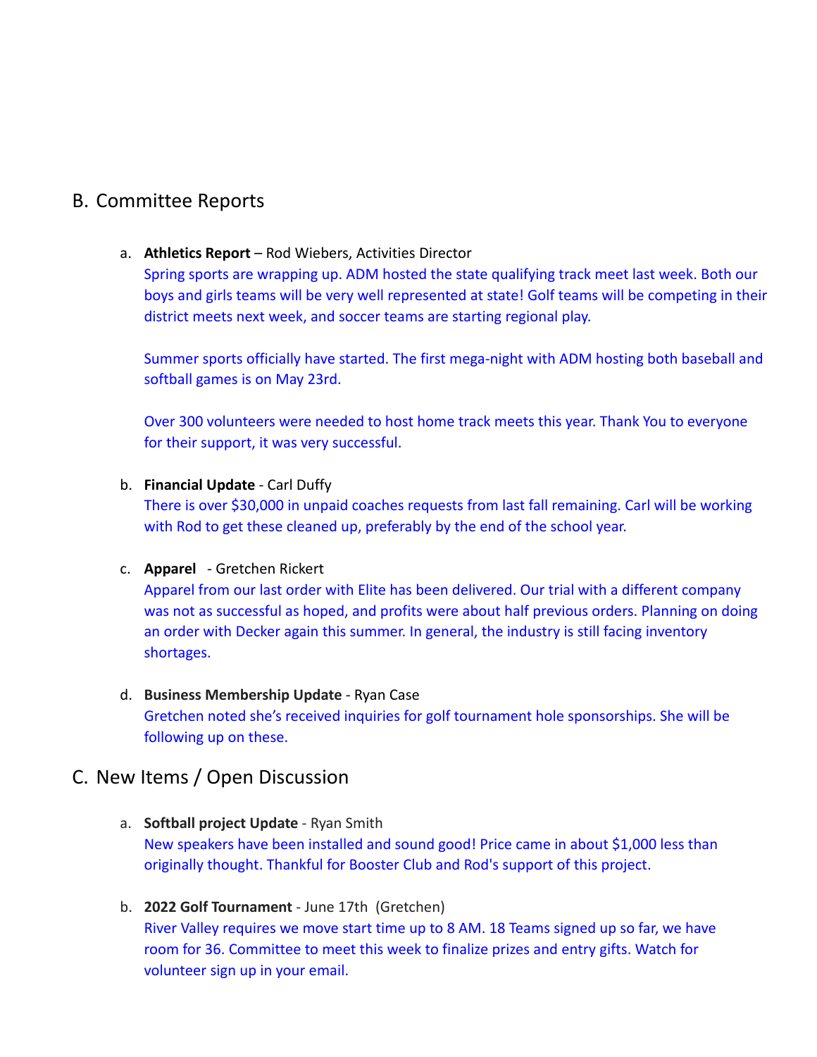## B. Committee Reports

a. **Athletics Report** – Rod Wiebers, Activities Director
Spring sports are wrapping up. ADM hosted the state qualifying track meet last week. Both our boys and girls teams will be very well represented at state! Golf teams will be competing in their district meets next week, and soccer teams are starting regional play.

Summer sports officially have started. The first mega-night with ADM hosting both baseball and softball games is on May 23rd.

Over 300 volunteers were needed to host home track meets this year. Thank You to everyone for their support, it was very successful.

b. **Financial Update** - Carl Duffy
There is over $30,000 in unpaid coaches requests from last fall remaining. Carl will be working with Rod to get these cleaned up, preferably by the end of the school year.

c. **Apparel** - Gretchen Rickert
Apparel from our last order with Elite has been delivered. Our trial with a different company was not as successful as hoped, and profits were about half previous orders. Planning on doing an order with Decker again this summer. In general, the industry is still facing inventory shortages.

d. **Business Membership Update** - Ryan Case
Gretchen noted she's received inquiries for golf tournament hole sponsorships. She will be following up on these.

## C. New Items / Open Discussion

a. **Softball project Update** - Ryan Smith
New speakers have been installed and sound good! Price came in about $1,000 less than originally thought. Thankful for Booster Club and Rod's support of this project.

b. **2022 Golf Tournament** - June 17th (Gretchen)
River Valley requires we move start time up to 8 AM. 18 Teams signed up so far, we have room for 36. Committee to meet this week to finalize prizes and entry gifts. Watch for volunteer sign up in your email.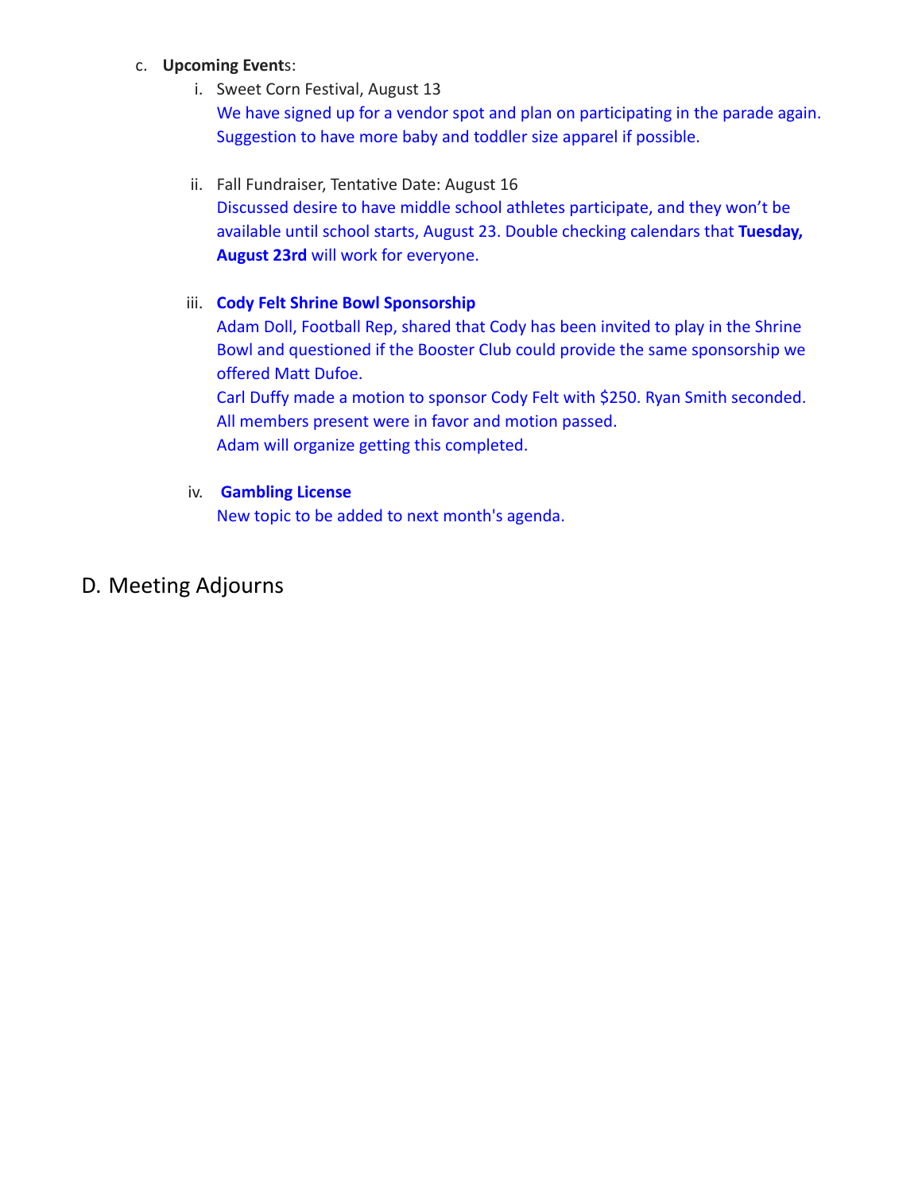c. **Upcoming Event**s:

   i. Sweet Corn Festival, August 13
      We have signed up for a vendor spot and plan on participating in the parade again. Suggestion to have more baby and toddler size apparel if possible.

   ii. Fall Fundraiser, Tentative Date: August 16
      Discussed desire to have middle school athletes participate, and they won't be available until school starts, August 23. Double checking calendars that **Tuesday, August 23rd** will work for everyone.

   iii. **Cody Felt Shrine Bowl Sponsorship**
      Adam Doll, Football Rep, shared that Cody has been invited to play in the Shrine Bowl and questioned if the Booster Club could provide the same sponsorship we offered Matt Dufoe.
      Carl Duffy made a motion to sponsor Cody Felt with $250. Ryan Smith seconded. All members present were in favor and motion passed.
      Adam will organize getting this completed.

   iv. **Gambling License**
      New topic to be added to next month's agenda.

## D. Meeting Adjourns